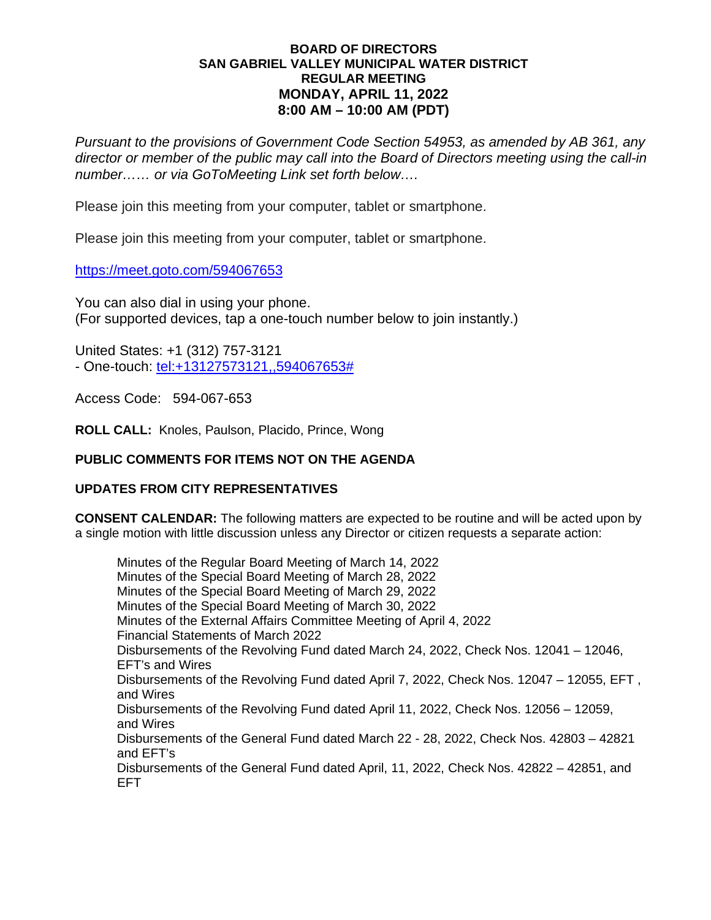**BOARD OF DIRECTORS**
**SAN GABRIEL VALLEY MUNICIPAL WATER DISTRICT**
**REGULAR MEETING**
**MONDAY, APRIL 11, 2022**
**8:00 AM – 10:00 AM (PDT)**

*Pursuant to the provisions of Government Code Section 54953, as amended by AB 361, any director or member of the public may call into the Board of Directors meeting using the call-in number…… or via GoToMeeting Link set forth below….*

Please join this meeting from your computer, tablet or smartphone.

Please join this meeting from your computer, tablet or smartphone.

[https://meet.goto.com/594067653](https://meet.goto.com/594067653)

You can also dial in using your phone.
(For supported devices, tap a one-touch number below to join instantly.)

United States: +1 (312) 757-3121
- One-touch: [tel:+13127573121,,594067653#](tel:+13127573121,,594067653#)

Access Code: 594-067-653

**ROLL CALL:** Knoles, Paulson, Placido, Prince, Wong

**PUBLIC COMMENTS FOR ITEMS NOT ON THE AGENDA**

**UPDATES FROM CITY REPRESENTATIVES**

**CONSENT CALENDAR:** The following matters are expected to be routine and will be acted upon by a single motion with little discussion unless any Director or citizen requests a separate action:

Minutes of the Regular Board Meeting of March 14, 2022
Minutes of the Special Board Meeting of March 28, 2022
Minutes of the Special Board Meeting of March 29, 2022
Minutes of the Special Board Meeting of March 30, 2022
Minutes of the External Affairs Committee Meeting of April 4, 2022
Financial Statements of March 2022
Disbursements of the Revolving Fund dated March 24, 2022, Check Nos. 12041 – 12046, EFT's and Wires
Disbursements of the Revolving Fund dated April 7, 2022, Check Nos. 12047 – 12055, EFT , and Wires
Disbursements of the Revolving Fund dated April 11, 2022, Check Nos. 12056 – 12059, and Wires
Disbursements of the General Fund dated March 22 - 28, 2022, Check Nos. 42803 – 42821 and EFT's
Disbursements of the General Fund dated April, 11, 2022, Check Nos. 42822 – 42851, and EFT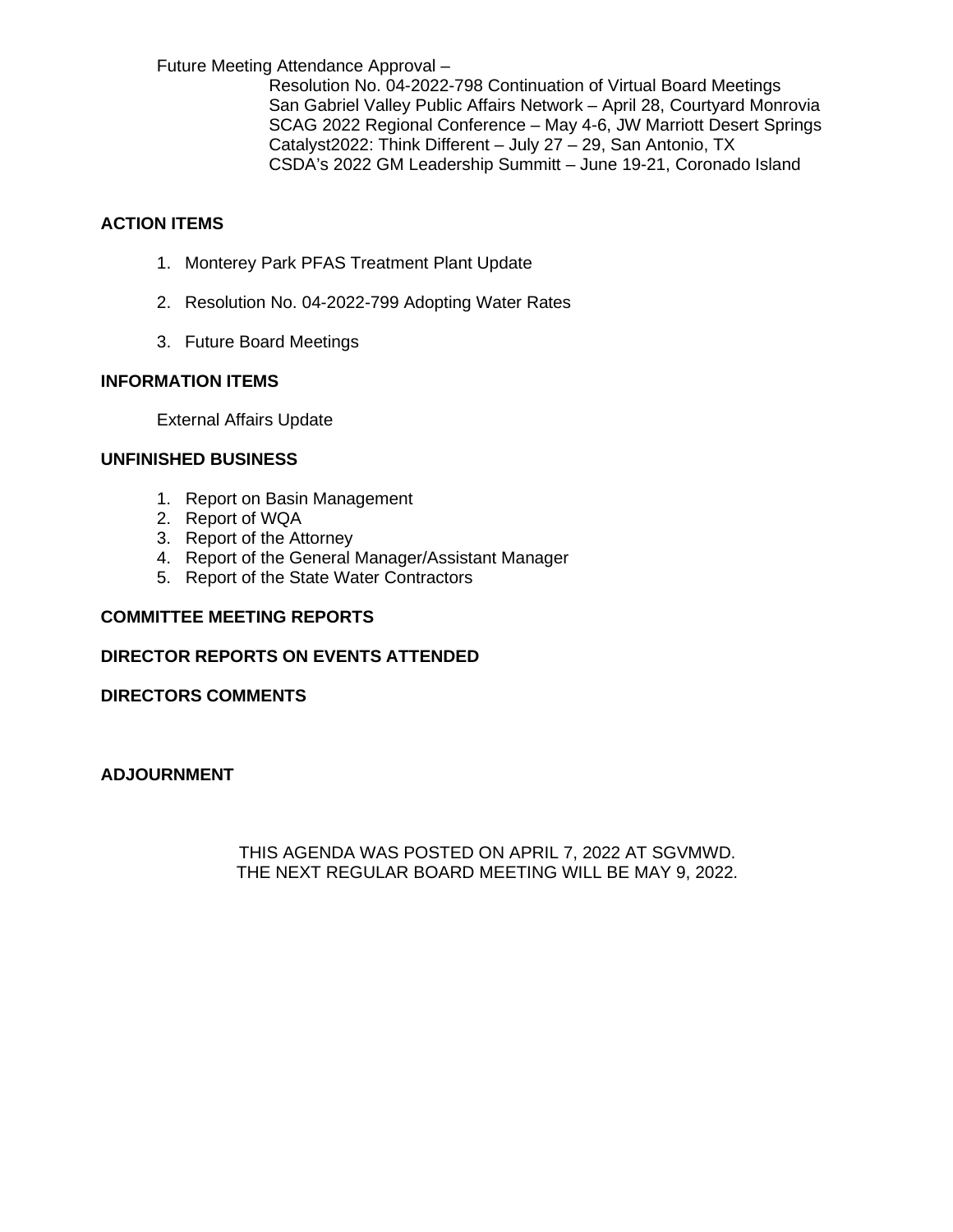Future Meeting Attendance Approval –

Resolution No. 04-2022-798 Continuation of Virtual Board Meetings
San Gabriel Valley Public Affairs Network – April 28, Courtyard Monrovia
SCAG 2022 Regional Conference – May 4-6, JW Marriott Desert Springs
Catalyst2022: Think Different – July 27 – 29, San Antonio, TX
CSDA's 2022 GM Leadership Summitt – June 19-21, Coronado Island

**ACTION ITEMS**

1. Monterey Park PFAS Treatment Plant Update

2. Resolution No. 04-2022-799 Adopting Water Rates

3. Future Board Meetings

**INFORMATION ITEMS**

External Affairs Update

**UNFINISHED BUSINESS**

1. Report on Basin Management
2. Report of WQA
3. Report of the Attorney
4. Report of the General Manager/Assistant Manager
5. Report of the State Water Contractors

**COMMITTEE MEETING REPORTS**

**DIRECTOR REPORTS ON EVENTS ATTENDED**

**DIRECTORS COMMENTS**

**ADJOURNMENT**

THIS AGENDA WAS POSTED ON APRIL 7, 2022 AT SGVMWD.
THE NEXT REGULAR BOARD MEETING WILL BE MAY 9, 2022.